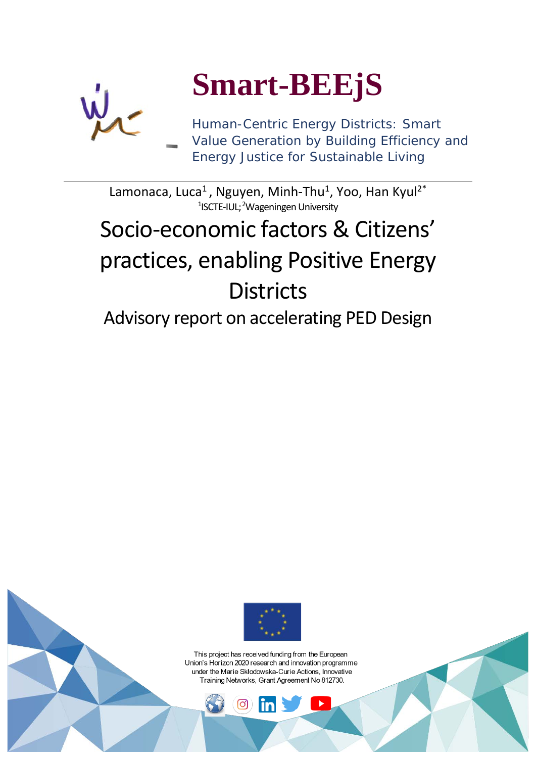# Smart-BEEjS

Human-Centric Energy Districts: Smart Value Generation by Building Efficiency and Energy Justice for Sustainable Living

Lamonaca, Luca[1] , Nguyen, Minh-Thu[1], Yoo, Han Kyul[2*]

[1]ISCTE-IUL; [2]Wageningen University

# Socio-economic factors & Citizens' practices, enabling Positive Energy Districts

## Advisory report on accelerating PED Design

This project has received funding from the European Union's Horizon 2020 research and innovation programme under the Marie Skłodowska-Curie Actions, Innovative Training Networks, Grant Agreement No 812730.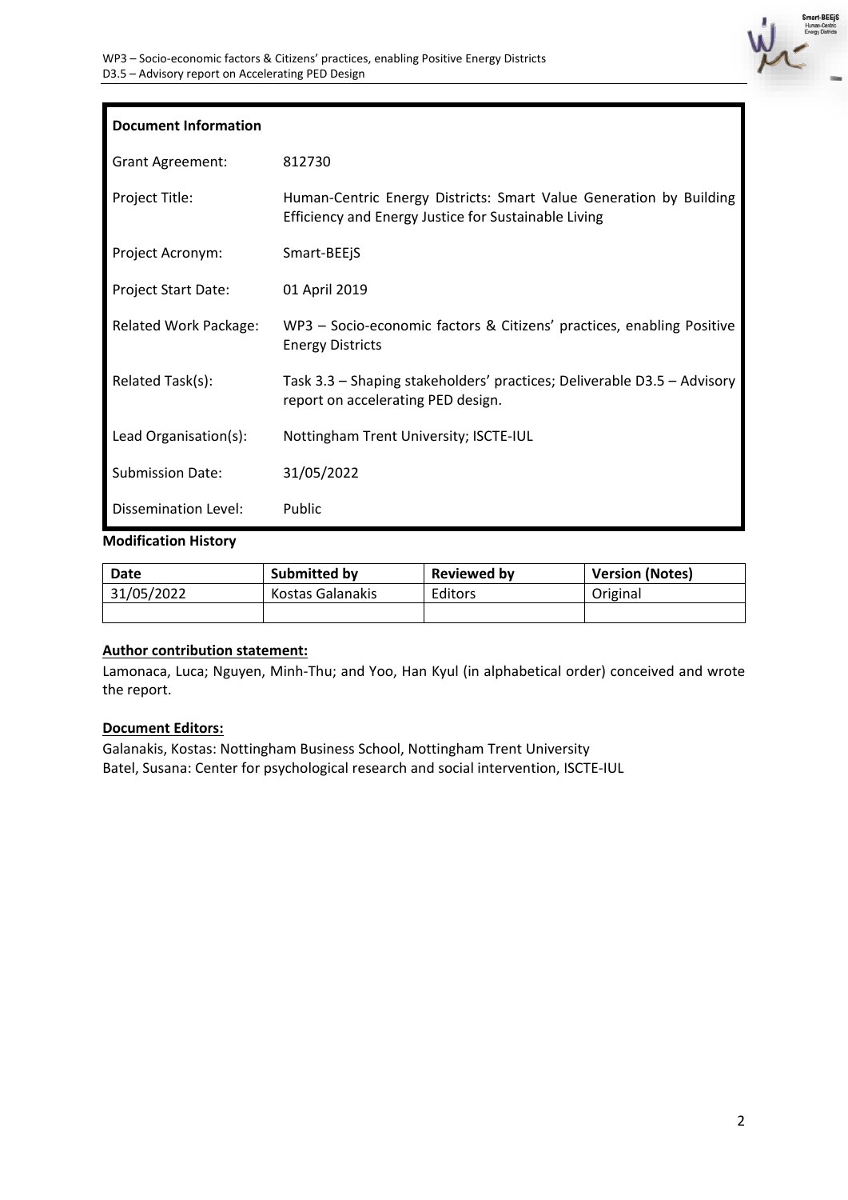| **Document Information** | |
|---|---|
| Grant Agreement: | 812730 |
| Project Title: | Human-Centric Energy Districts: Smart Value Generation by Building Efficiency and Energy Justice for Sustainable Living |
| Project Acronym: | Smart-BEEjS |
| Project Start Date: | 01 April 2019 |
| Related Work Package: | WP3 – Socio-economic factors & Citizens' practices, enabling Positive Energy Districts |
| Related Task(s): | Task 3.3 – Shaping stakeholders' practices; Deliverable D3.5 – Advisory report on accelerating PED design. |
| Lead Organisation(s): | Nottingham Trent University; ISCTE-IUL |
| Submission Date: | 31/05/2022 |
| Dissemination Level: | Public |

**Modification History**

| Date | Submitted by | Reviewed by | Version (Notes) |
|---|---|---|---|
| 31/05/2022 | Kostas Galanakis | Editors | Original |
| | | | |

**Author contribution statement:**

Lamonaca, Luca; Nguyen, Minh-Thu; and Yoo, Han Kyul (in alphabetical order) conceived and wrote the report.

**Document Editors:**

Galanakis, Kostas: Nottingham Business School, Nottingham Trent University
Batel, Susana: Center for psychological research and social intervention, ISCTE-IUL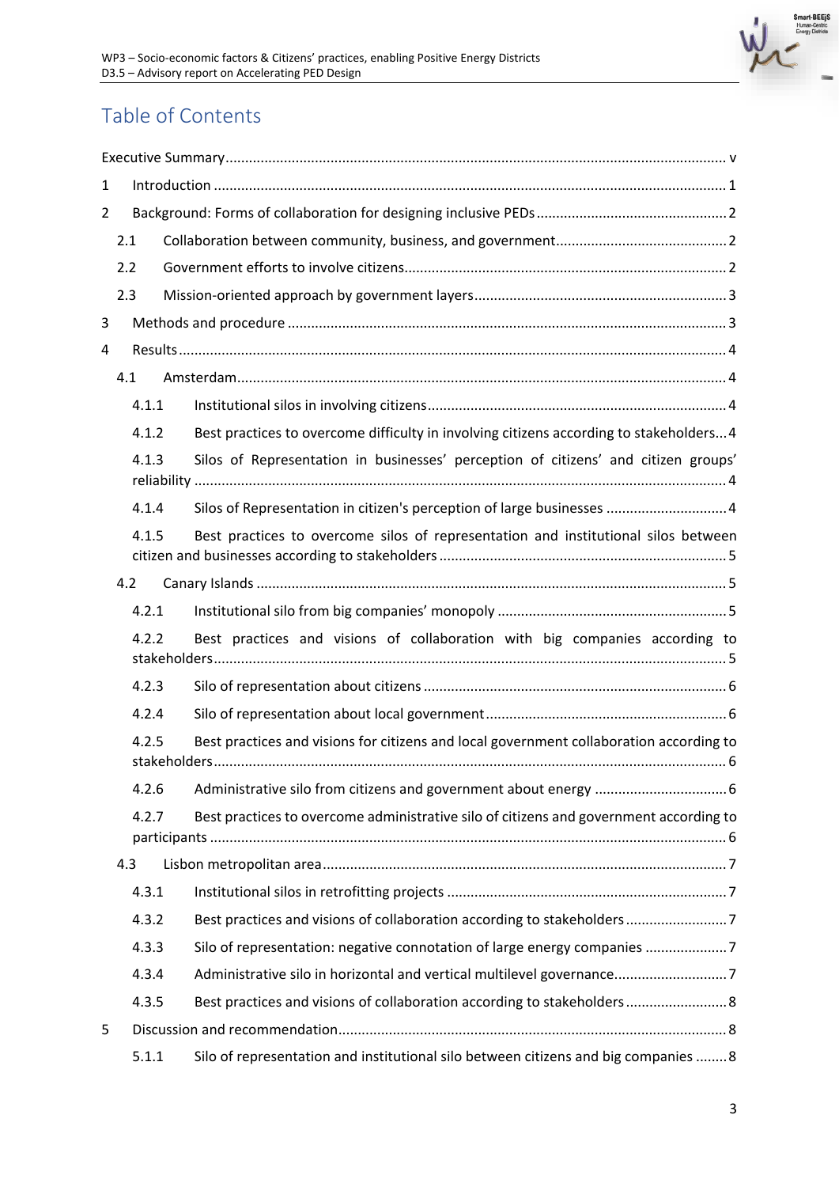# Table of Contents

Executive Summary ..... v

1 Introduction ..... 1

2 Background: Forms of collaboration for designing inclusive PEDs ..... 2

2.1 Collaboration between community, business, and government ..... 2

2.2 Government efforts to involve citizens ..... 2

2.3 Mission-oriented approach by government layers ..... 3

3 Methods and procedure ..... 3

4 Results ..... 4

4.1 Amsterdam ..... 4

4.1.1 Institutional silos in involving citizens ..... 4

4.1.2 Best practices to overcome difficulty in involving citizens according to stakeholders ... 4

4.1.3 Silos of Representation in businesses' perception of citizens' and citizen groups' reliability ..... 4

4.1.4 Silos of Representation in citizen's perception of large businesses ..... 4

4.1.5 Best practices to overcome silos of representation and institutional silos between citizen and businesses according to stakeholders ..... 5

4.2 Canary Islands ..... 5

4.2.1 Institutional silo from big companies' monopoly ..... 5

4.2.2 Best practices and visions of collaboration with big companies according to stakeholders ..... 5

4.2.3 Silo of representation about citizens ..... 6

4.2.4 Silo of representation about local government ..... 6

4.2.5 Best practices and visions for citizens and local government collaboration according to stakeholders ..... 6

4.2.6 Administrative silo from citizens and government about energy ..... 6

4.2.7 Best practices to overcome administrative silo of citizens and government according to participants ..... 6

4.3 Lisbon metropolitan area ..... 7

4.3.1 Institutional silos in retrofitting projects ..... 7

4.3.2 Best practices and visions of collaboration according to stakeholders ..... 7

4.3.3 Silo of representation: negative connotation of large energy companies ..... 7

4.3.4 Administrative silo in horizontal and vertical multilevel governance ..... 7

4.3.5 Best practices and visions of collaboration according to stakeholders ..... 8

5 Discussion and recommendation ..... 8

5.1.1 Silo of representation and institutional silo between citizens and big companies ..... 8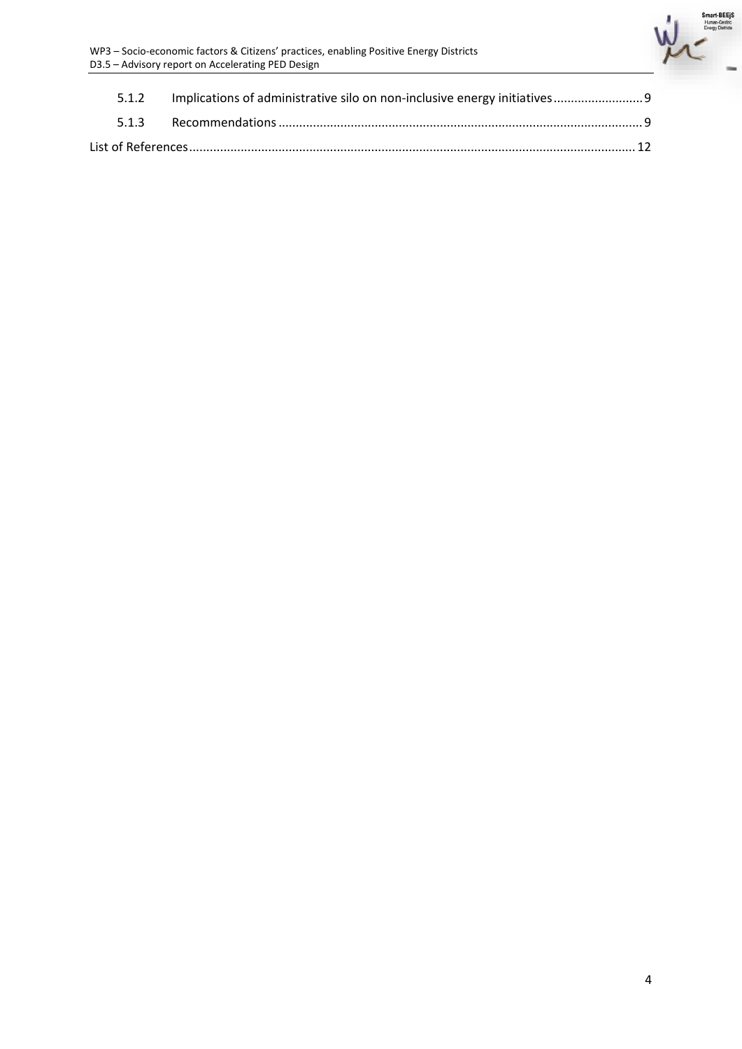5.1.2 Implications of administrative silo on non-inclusive energy initiatives .......................... 9

5.1.3 Recommendations ......................................................................................................... 9

List of References ................................................................................................................. 12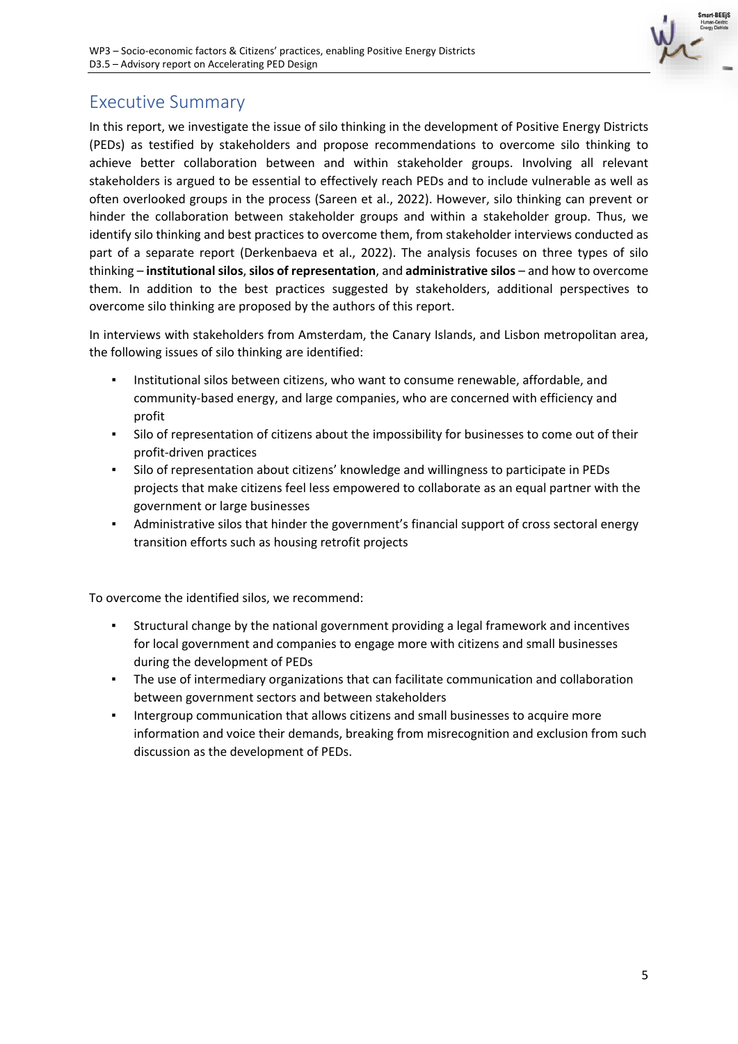# Executive Summary

In this report, we investigate the issue of silo thinking in the development of Positive Energy Districts (PEDs) as testified by stakeholders and propose recommendations to overcome silo thinking to achieve better collaboration between and within stakeholder groups. Involving all relevant stakeholders is argued to be essential to effectively reach PEDs and to include vulnerable as well as often overlooked groups in the process (Sareen et al., 2022). However, silo thinking can prevent or hinder the collaboration between stakeholder groups and within a stakeholder group. Thus, we identify silo thinking and best practices to overcome them, from stakeholder interviews conducted as part of a separate report (Derkenbaeva et al., 2022). The analysis focuses on three types of silo thinking – **institutional silos**, **silos of representation**, and **administrative silos** – and how to overcome them. In addition to the best practices suggested by stakeholders, additional perspectives to overcome silo thinking are proposed by the authors of this report.

In interviews with stakeholders from Amsterdam, the Canary Islands, and Lisbon metropolitan area, the following issues of silo thinking are identified:

- Institutional silos between citizens, who want to consume renewable, affordable, and community-based energy, and large companies, who are concerned with efficiency and profit
- Silo of representation of citizens about the impossibility for businesses to come out of their profit-driven practices
- Silo of representation about citizens' knowledge and willingness to participate in PEDs projects that make citizens feel less empowered to collaborate as an equal partner with the government or large businesses
- Administrative silos that hinder the government's financial support of cross sectoral energy transition efforts such as housing retrofit projects

To overcome the identified silos, we recommend:

- Structural change by the national government providing a legal framework and incentives for local government and companies to engage more with citizens and small businesses during the development of PEDs
- The use of intermediary organizations that can facilitate communication and collaboration between government sectors and between stakeholders
- Intergroup communication that allows citizens and small businesses to acquire more information and voice their demands, breaking from misrecognition and exclusion from such discussion as the development of PEDs.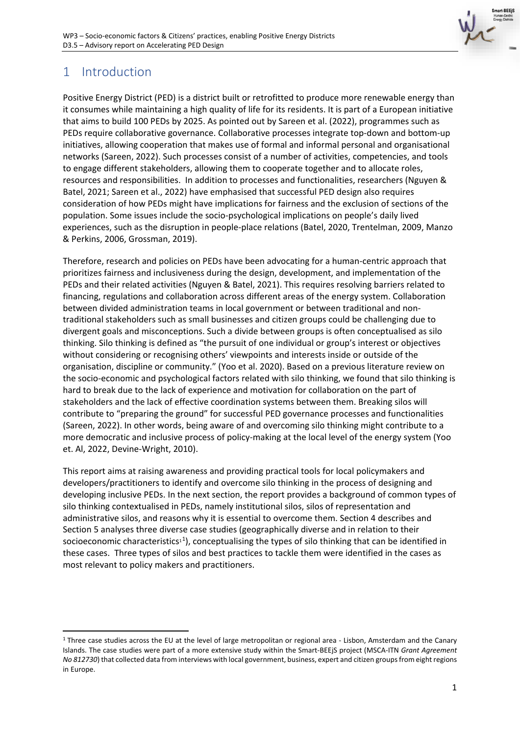# 1 Introduction

Positive Energy District (PED) is a district built or retrofitted to produce more renewable energy than it consumes while maintaining a high quality of life for its residents. It is part of a European initiative that aims to build 100 PEDs by 2025. As pointed out by Sareen et al. (2022), programmes such as PEDs require collaborative governance. Collaborative processes integrate top-down and bottom-up initiatives, allowing cooperation that makes use of formal and informal personal and organisational networks (Sareen, 2022). Such processes consist of a number of activities, competencies, and tools to engage different stakeholders, allowing them to cooperate together and to allocate roles, resources and responsibilities. In addition to processes and functionalities, researchers (Nguyen & Batel, 2021; Sareen et al., 2022) have emphasised that successful PED design also requires consideration of how PEDs might have implications for fairness and the exclusion of sections of the population. Some issues include the socio-psychological implications on people's daily lived experiences, such as the disruption in people-place relations (Batel, 2020, Trentelman, 2009, Manzo & Perkins, 2006, Grossman, 2019).

Therefore, research and policies on PEDs have been advocating for a human-centric approach that prioritizes fairness and inclusiveness during the design, development, and implementation of the PEDs and their related activities (Nguyen & Batel, 2021). This requires resolving barriers related to financing, regulations and collaboration across different areas of the energy system. Collaboration between divided administration teams in local government or between traditional and non-traditional stakeholders such as small businesses and citizen groups could be challenging due to divergent goals and misconceptions. Such a divide between groups is often conceptualised as silo thinking. Silo thinking is defined as "the pursuit of one individual or group's interest or objectives without considering or recognising others' viewpoints and interests inside or outside of the organisation, discipline or community." (Yoo et al. 2020). Based on a previous literature review on the socio-economic and psychological factors related with silo thinking, we found that silo thinking is hard to break due to the lack of experience and motivation for collaboration on the part of stakeholders and the lack of effective coordination systems between them. Breaking silos will contribute to "preparing the ground" for successful PED governance processes and functionalities (Sareen, 2022). In other words, being aware of and overcoming silo thinking might contribute to a more democratic and inclusive process of policy-making at the local level of the energy system (Yoo et. Al, 2022, Devine-Wright, 2010).

This report aims at raising awareness and providing practical tools for local policymakers and developers/practitioners to identify and overcome silo thinking in the process of designing and developing inclusive PEDs. In the next section, the report provides a background of common types of silo thinking contextualised in PEDs, namely institutional silos, silos of representation and administrative silos, and reasons why it is essential to overcome them. Section 4 describes and Section 5 analyses three diverse case studies (geographically diverse and in relation to their socioeconomic characteristics[1]), conceptualising the types of silo thinking that can be identified in these cases. Three types of silos and best practices to tackle them were identified in the cases as most relevant to policy makers and practitioners.

---

[1] Three case studies across the EU at the level of large metropolitan or regional area - Lisbon, Amsterdam and the Canary Islands. The case studies were part of a more extensive study within the Smart-BEEjS project (MSCA-ITN *Grant Agreement No 812730*) that collected data from interviews with local government, business, expert and citizen groups from eight regions in Europe.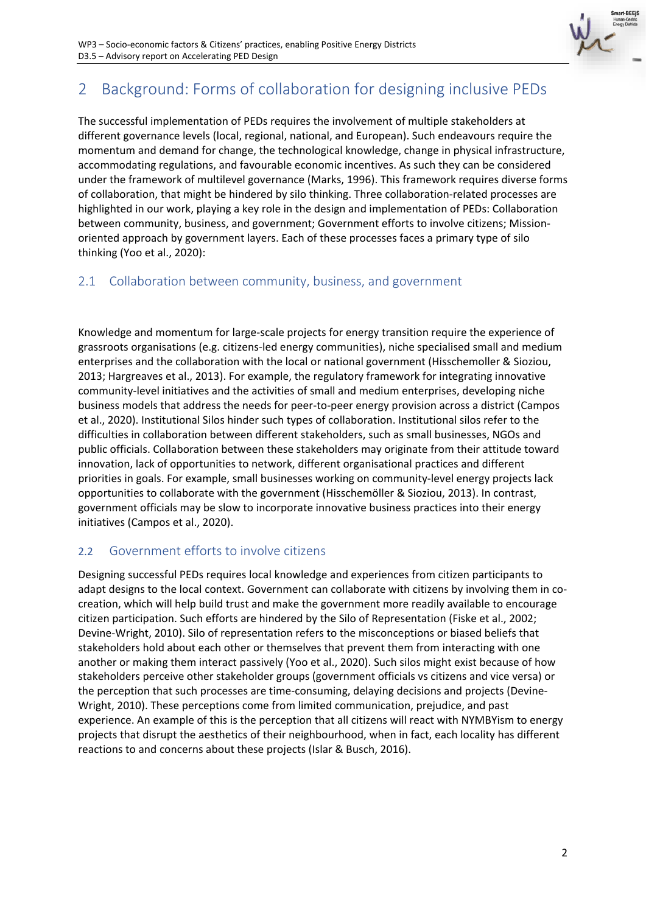# 2 Background: Forms of collaboration for designing inclusive PEDs

The successful implementation of PEDs requires the involvement of multiple stakeholders at different governance levels (local, regional, national, and European). Such endeavours require the momentum and demand for change, the technological knowledge, change in physical infrastructure, accommodating regulations, and favourable economic incentives. As such they can be considered under the framework of multilevel governance (Marks, 1996). This framework requires diverse forms of collaboration, that might be hindered by silo thinking. Three collaboration-related processes are highlighted in our work, playing a key role in the design and implementation of PEDs: Collaboration between community, business, and government; Government efforts to involve citizens; Mission-oriented approach by government layers. Each of these processes faces a primary type of silo thinking (Yoo et al., 2020):

## 2.1 Collaboration between community, business, and government

Knowledge and momentum for large-scale projects for energy transition require the experience of grassroots organisations (e.g. citizens-led energy communities), niche specialised small and medium enterprises and the collaboration with the local or national government (Hisschemoller & Sioziou, 2013; Hargreaves et al., 2013). For example, the regulatory framework for integrating innovative community-level initiatives and the activities of small and medium enterprises, developing niche business models that address the needs for peer-to-peer energy provision across a district (Campos et al., 2020). Institutional Silos hinder such types of collaboration. Institutional silos refer to the difficulties in collaboration between different stakeholders, such as small businesses, NGOs and public officials. Collaboration between these stakeholders may originate from their attitude toward innovation, lack of opportunities to network, different organisational practices and different priorities in goals. For example, small businesses working on community-level energy projects lack opportunities to collaborate with the government (Hisschemöller & Sioziou, 2013). In contrast, government officials may be slow to incorporate innovative business practices into their energy initiatives (Campos et al., 2020).

## 2.2 Government efforts to involve citizens

Designing successful PEDs requires local knowledge and experiences from citizen participants to adapt designs to the local context. Government can collaborate with citizens by involving them in co-creation, which will help build trust and make the government more readily available to encourage citizen participation. Such efforts are hindered by the Silo of Representation (Fiske et al., 2002; Devine-Wright, 2010). Silo of representation refers to the misconceptions or biased beliefs that stakeholders hold about each other or themselves that prevent them from interacting with one another or making them interact passively (Yoo et al., 2020). Such silos might exist because of how stakeholders perceive other stakeholder groups (government officials vs citizens and vice versa) or the perception that such processes are time-consuming, delaying decisions and projects (Devine-Wright, 2010). These perceptions come from limited communication, prejudice, and past experience. An example of this is the perception that all citizens will react with NYMBYism to energy projects that disrupt the aesthetics of their neighbourhood, when in fact, each locality has different reactions to and concerns about these projects (Islar & Busch, 2016).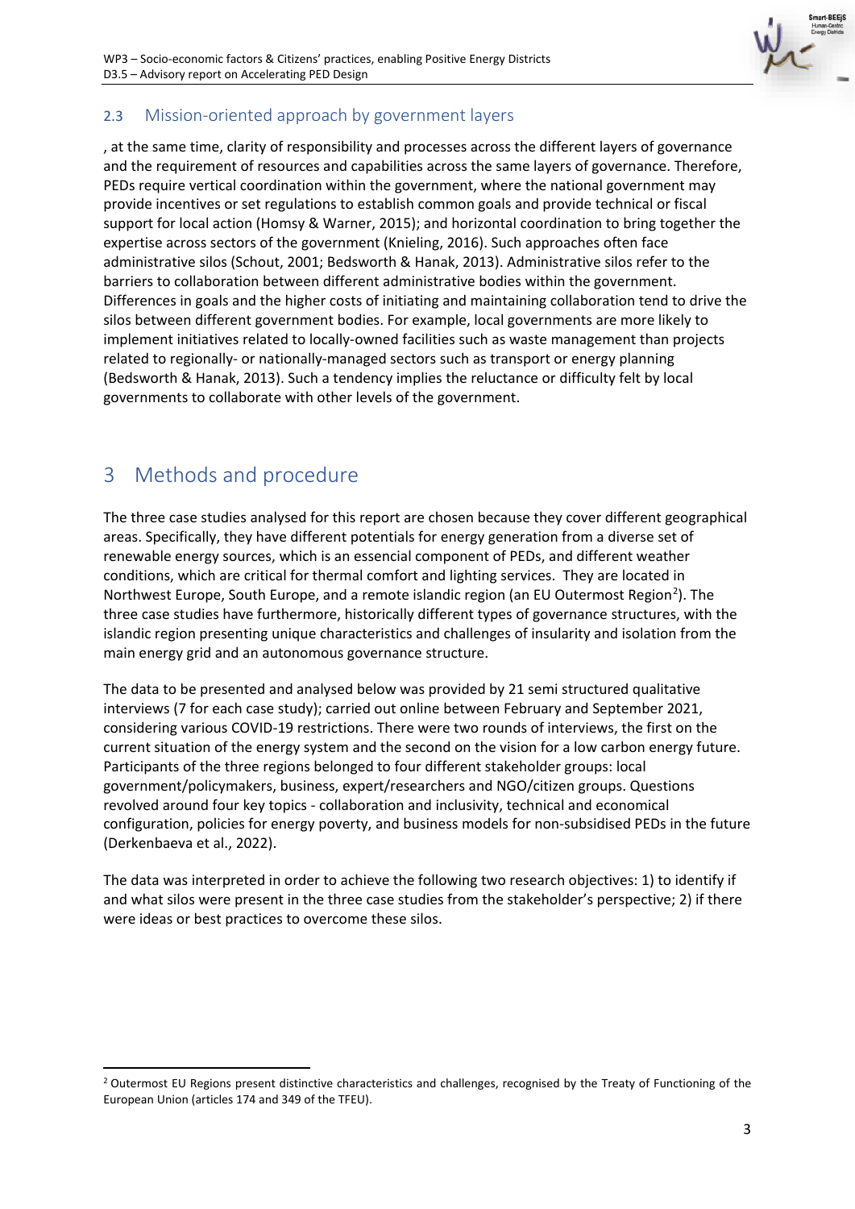## 2.3 Mission-oriented approach by government layers

, at the same time, clarity of responsibility and processes across the different layers of governance and the requirement of resources and capabilities across the same layers of governance. Therefore, PEDs require vertical coordination within the government, where the national government may provide incentives or set regulations to establish common goals and provide technical or fiscal support for local action (Homsy & Warner, 2015); and horizontal coordination to bring together the expertise across sectors of the government (Knieling, 2016). Such approaches often face administrative silos (Schout, 2001; Bedsworth & Hanak, 2013). Administrative silos refer to the barriers to collaboration between different administrative bodies within the government. Differences in goals and the higher costs of initiating and maintaining collaboration tend to drive the silos between different government bodies. For example, local governments are more likely to implement initiatives related to locally-owned facilities such as waste management than projects related to regionally- or nationally-managed sectors such as transport or energy planning (Bedsworth & Hanak, 2013). Such a tendency implies the reluctance or difficulty felt by local governments to collaborate with other levels of the government.

# 3 Methods and procedure

The three case studies analysed for this report are chosen because they cover different geographical areas. Specifically, they have different potentials for energy generation from a diverse set of renewable energy sources, which is an essencial component of PEDs, and different weather conditions, which are critical for thermal comfort and lighting services. They are located in Northwest Europe, South Europe, and a remote islandic region (an EU Outermost Region[2]). The three case studies have furthermore, historically different types of governance structures, with the islandic region presenting unique characteristics and challenges of insularity and isolation from the main energy grid and an autonomous governance structure.

The data to be presented and analysed below was provided by 21 semi structured qualitative interviews (7 for each case study); carried out online between February and September 2021, considering various COVID-19 restrictions. There were two rounds of interviews, the first on the current situation of the energy system and the second on the vision for a low carbon energy future. Participants of the three regions belonged to four different stakeholder groups: local government/policymakers, business, expert/researchers and NGO/citizen groups. Questions revolved around four key topics - collaboration and inclusivity, technical and economical configuration, policies for energy poverty, and business models for non-subsidised PEDs in the future (Derkenbaeva et al., 2022).

The data was interpreted in order to achieve the following two research objectives: 1) to identify if and what silos were present in the three case studies from the stakeholder's perspective; 2) if there were ideas or best practices to overcome these silos.

[2] Outermost EU Regions present distinctive characteristics and challenges, recognised by the Treaty of Functioning of the European Union (articles 174 and 349 of the TFEU).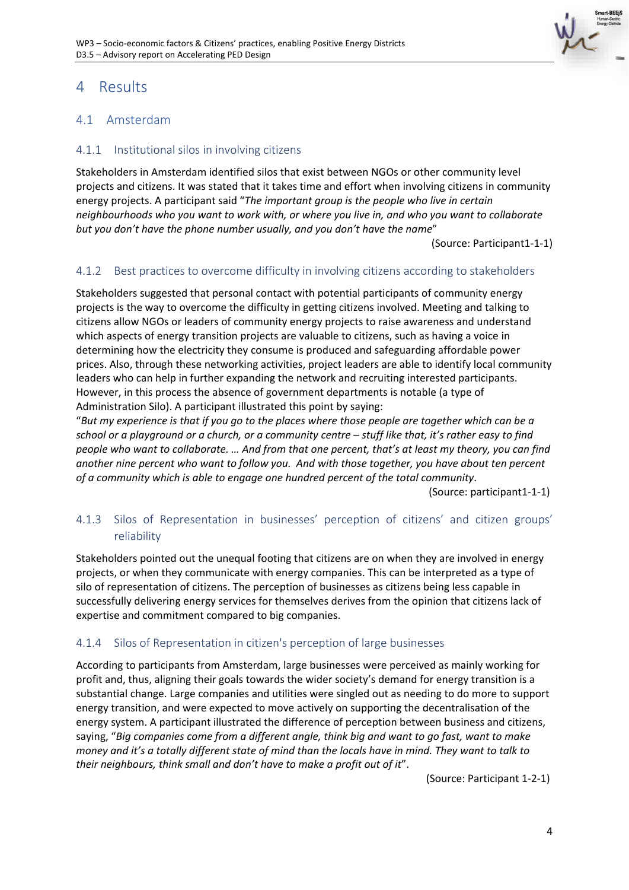# 4 Results

## 4.1 Amsterdam

### 4.1.1 Institutional silos in involving citizens

Stakeholders in Amsterdam identified silos that exist between NGOs or other community level projects and citizens. It was stated that it takes time and effort when involving citizens in community energy projects. A participant said "*The important group is the people who live in certain neighbourhoods who you want to work with, or where you live in, and who you want to collaborate but you don't have the phone number usually, and you don't have the name*"

(Source: Participant1-1-1)

### 4.1.2 Best practices to overcome difficulty in involving citizens according to stakeholders

Stakeholders suggested that personal contact with potential participants of community energy projects is the way to overcome the difficulty in getting citizens involved. Meeting and talking to citizens allow NGOs or leaders of community energy projects to raise awareness and understand which aspects of energy transition projects are valuable to citizens, such as having a voice in determining how the electricity they consume is produced and safeguarding affordable power prices. Also, through these networking activities, project leaders are able to identify local community leaders who can help in further expanding the network and recruiting interested participants. However, in this process the absence of government departments is notable (a type of Administration Silo). A participant illustrated this point by saying:

"*But my experience is that if you go to the places where those people are together which can be a school or a playground or a church, or a community centre – stuff like that, it's rather easy to find people who want to collaborate. … And from that one percent, that's at least my theory, you can find another nine percent who want to follow you. And with those together, you have about ten percent of a community which is able to engage one hundred percent of the total community*.

(Source: participant1-1-1)

### 4.1.3 Silos of Representation in businesses' perception of citizens' and citizen groups' reliability

Stakeholders pointed out the unequal footing that citizens are on when they are involved in energy projects, or when they communicate with energy companies. This can be interpreted as a type of silo of representation of citizens. The perception of businesses as citizens being less capable in successfully delivering energy services for themselves derives from the opinion that citizens lack of expertise and commitment compared to big companies.

### 4.1.4 Silos of Representation in citizen's perception of large businesses

According to participants from Amsterdam, large businesses were perceived as mainly working for profit and, thus, aligning their goals towards the wider society's demand for energy transition is a substantial change. Large companies and utilities were singled out as needing to do more to support energy transition, and were expected to move actively on supporting the decentralisation of the energy system. A participant illustrated the difference of perception between business and citizens, saying, "*Big companies come from a different angle, think big and want to go fast, want to make money and it's a totally different state of mind than the locals have in mind. They want to talk to their neighbours, think small and don't have to make a profit out of it*".

(Source: Participant 1-2-1)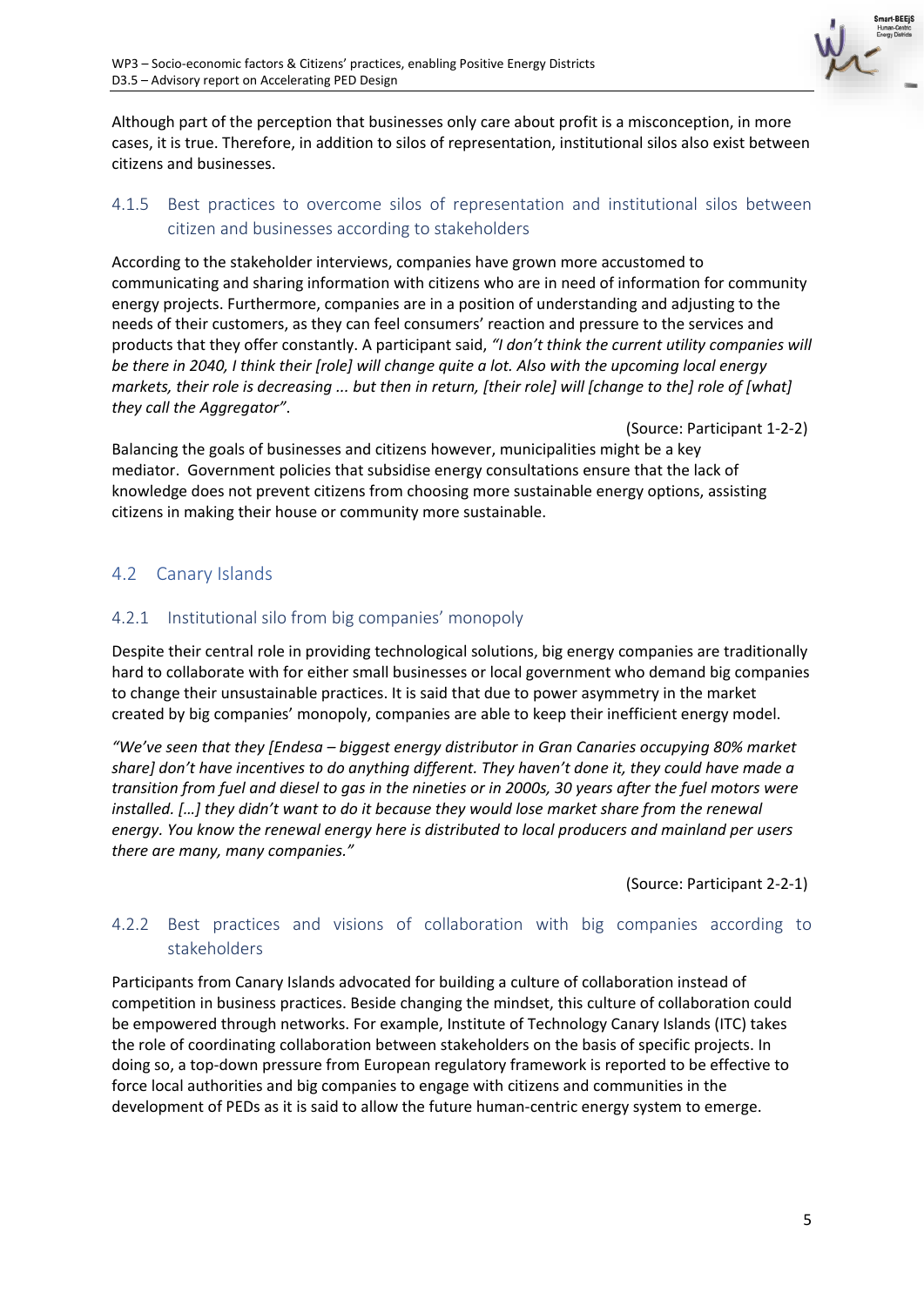Although part of the perception that businesses only care about profit is a misconception, in more cases, it is true. Therefore, in addition to silos of representation, institutional silos also exist between citizens and businesses.

### 4.1.5 Best practices to overcome silos of representation and institutional silos between citizen and businesses according to stakeholders

According to the stakeholder interviews, companies have grown more accustomed to communicating and sharing information with citizens who are in need of information for community energy projects. Furthermore, companies are in a position of understanding and adjusting to the needs of their customers, as they can feel consumers' reaction and pressure to the services and products that they offer constantly. A participant said, *"I don't think the current utility companies will be there in 2040, I think their [role] will change quite a lot. Also with the upcoming local energy markets, their role is decreasing ... but then in return, [their role] will [change to the] role of [what] they call the Aggregator"*.

(Source: Participant 1-2-2)

Balancing the goals of businesses and citizens however, municipalities might be a key mediator. Government policies that subsidise energy consultations ensure that the lack of knowledge does not prevent citizens from choosing more sustainable energy options, assisting citizens in making their house or community more sustainable.

## 4.2 Canary Islands

### 4.2.1 Institutional silo from big companies' monopoly

Despite their central role in providing technological solutions, big energy companies are traditionally hard to collaborate with for either small businesses or local government who demand big companies to change their unsustainable practices. It is said that due to power asymmetry in the market created by big companies' monopoly, companies are able to keep their inefficient energy model.

*"We've seen that they [Endesa – biggest energy distributor in Gran Canaries occupying 80% market share] don't have incentives to do anything different. They haven't done it, they could have made a transition from fuel and diesel to gas in the nineties or in 2000s, 30 years after the fuel motors were installed. […] they didn't want to do it because they would lose market share from the renewal energy. You know the renewal energy here is distributed to local producers and mainland per users there are many, many companies."*

(Source: Participant 2-2-1)

### 4.2.2 Best practices and visions of collaboration with big companies according to stakeholders

Participants from Canary Islands advocated for building a culture of collaboration instead of competition in business practices. Beside changing the mindset, this culture of collaboration could be empowered through networks. For example, Institute of Technology Canary Islands (ITC) takes the role of coordinating collaboration between stakeholders on the basis of specific projects. In doing so, a top-down pressure from European regulatory framework is reported to be effective to force local authorities and big companies to engage with citizens and communities in the development of PEDs as it is said to allow the future human-centric energy system to emerge.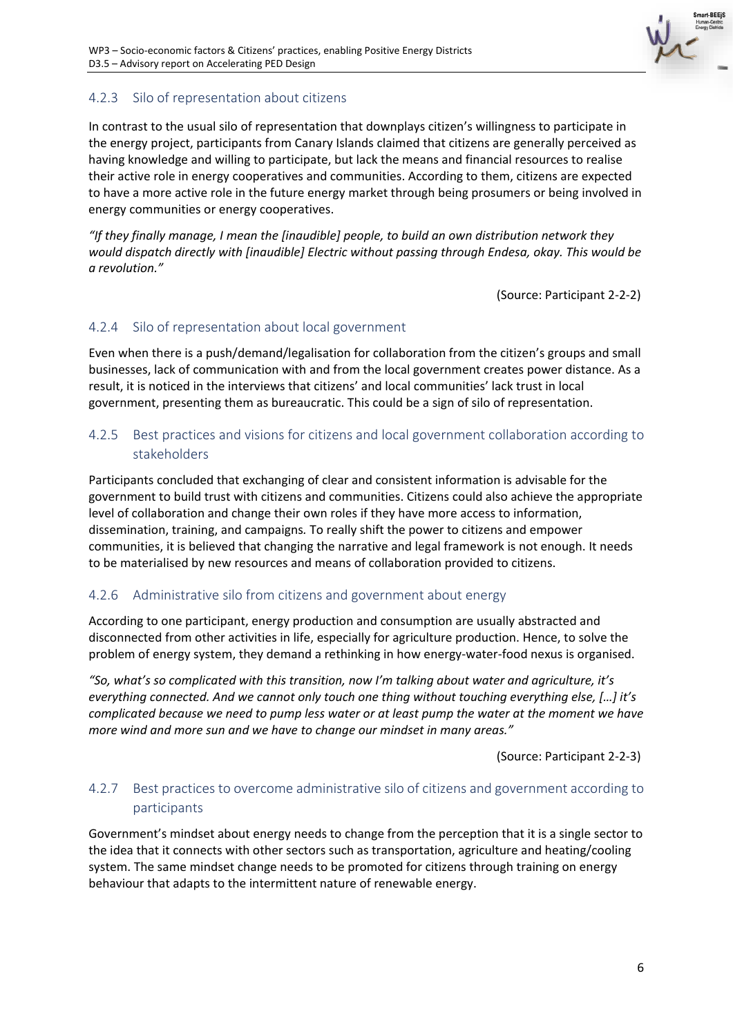### 4.2.3 Silo of representation about citizens

In contrast to the usual silo of representation that downplays citizen's willingness to participate in the energy project, participants from Canary Islands claimed that citizens are generally perceived as having knowledge and willing to participate, but lack the means and financial resources to realise their active role in energy cooperatives and communities. According to them, citizens are expected to have a more active role in the future energy market through being prosumers or being involved in energy communities or energy cooperatives.

*"If they finally manage, I mean the [inaudible] people, to build an own distribution network they would dispatch directly with [inaudible] Electric without passing through Endesa, okay. This would be a revolution."*

(Source: Participant 2-2-2)

### 4.2.4 Silo of representation about local government

Even when there is a push/demand/legalisation for collaboration from the citizen's groups and small businesses, lack of communication with and from the local government creates power distance. As a result, it is noticed in the interviews that citizens' and local communities' lack trust in local government, presenting them as bureaucratic. This could be a sign of silo of representation.

### 4.2.5 Best practices and visions for citizens and local government collaboration according to stakeholders

Participants concluded that exchanging of clear and consistent information is advisable for the government to build trust with citizens and communities. Citizens could also achieve the appropriate level of collaboration and change their own roles if they have more access to information, dissemination, training, and campaigns. To really shift the power to citizens and empower communities, it is believed that changing the narrative and legal framework is not enough. It needs to be materialised by new resources and means of collaboration provided to citizens.

### 4.2.6 Administrative silo from citizens and government about energy

According to one participant, energy production and consumption are usually abstracted and disconnected from other activities in life, especially for agriculture production. Hence, to solve the problem of energy system, they demand a rethinking in how energy-water-food nexus is organised.

*"So, what's so complicated with this transition, now I'm talking about water and agriculture, it's everything connected. And we cannot only touch one thing without touching everything else, […] it's complicated because we need to pump less water or at least pump the water at the moment we have more wind and more sun and we have to change our mindset in many areas."*

(Source: Participant 2-2-3)

### 4.2.7 Best practices to overcome administrative silo of citizens and government according to participants

Government's mindset about energy needs to change from the perception that it is a single sector to the idea that it connects with other sectors such as transportation, agriculture and heating/cooling system. The same mindset change needs to be promoted for citizens through training on energy behaviour that adapts to the intermittent nature of renewable energy.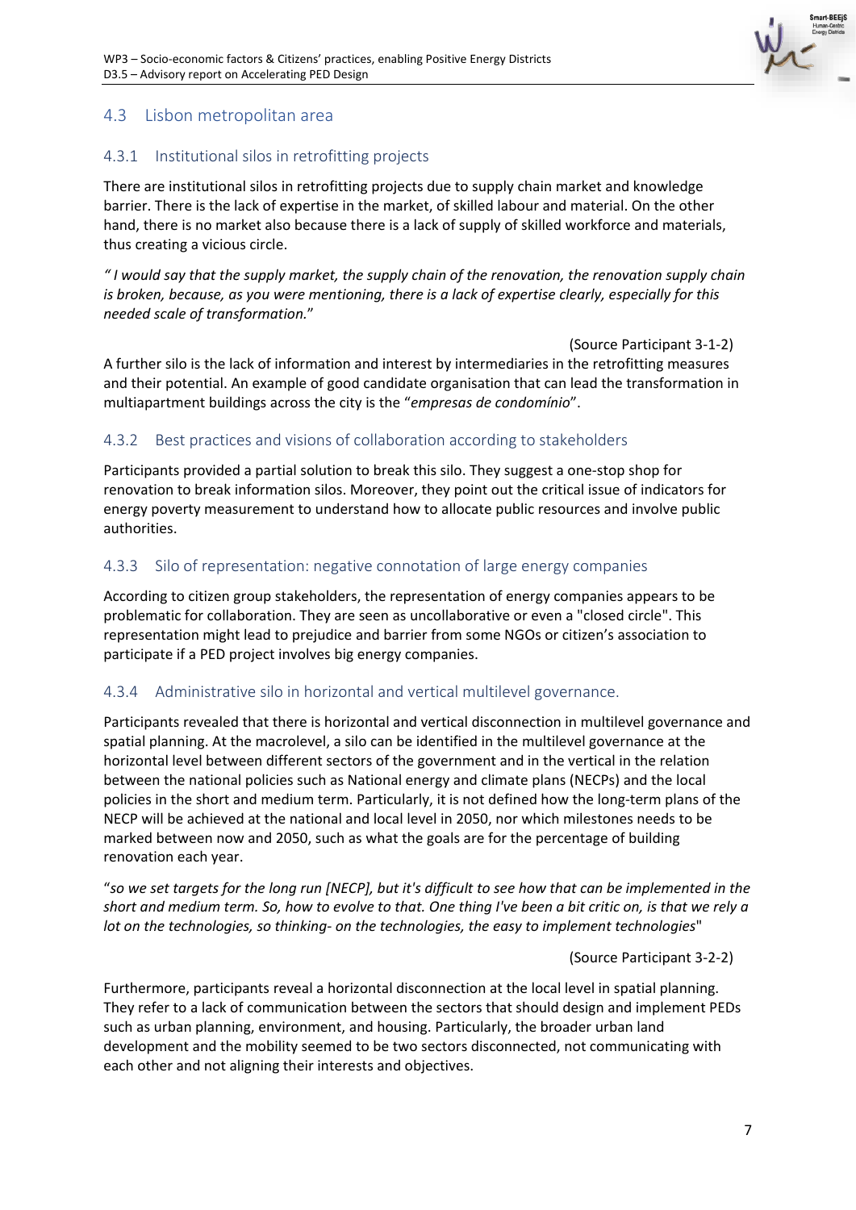## 4.3 Lisbon metropolitan area

### 4.3.1 Institutional silos in retrofitting projects

There are institutional silos in retrofitting projects due to supply chain market and knowledge barrier. There is the lack of expertise in the market, of skilled labour and material. On the other hand, there is no market also because there is a lack of supply of skilled workforce and materials, thus creating a vicious circle.

*" I would say that the supply market, the supply chain of the renovation, the renovation supply chain is broken, because, as you were mentioning, there is a lack of expertise clearly, especially for this needed scale of transformation.*"

(Source Participant 3-1-2)

A further silo is the lack of information and interest by intermediaries in the retrofitting measures and their potential. An example of good candidate organisation that can lead the transformation in multiapartment buildings across the city is the "*empresas de condomínio*".

### 4.3.2 Best practices and visions of collaboration according to stakeholders

Participants provided a partial solution to break this silo. They suggest a one-stop shop for renovation to break information silos. Moreover, they point out the critical issue of indicators for energy poverty measurement to understand how to allocate public resources and involve public authorities.

### 4.3.3 Silo of representation: negative connotation of large energy companies

According to citizen group stakeholders, the representation of energy companies appears to be problematic for collaboration. They are seen as uncollaborative or even a "closed circle". This representation might lead to prejudice and barrier from some NGOs or citizen's association to participate if a PED project involves big energy companies.

### 4.3.4 Administrative silo in horizontal and vertical multilevel governance.

Participants revealed that there is horizontal and vertical disconnection in multilevel governance and spatial planning. At the macrolevel, a silo can be identified in the multilevel governance at the horizontal level between different sectors of the government and in the vertical in the relation between the national policies such as National energy and climate plans (NECPs) and the local policies in the short and medium term. Particularly, it is not defined how the long-term plans of the NECP will be achieved at the national and local level in 2050, nor which milestones needs to be marked between now and 2050, such as what the goals are for the percentage of building renovation each year.

"*so we set targets for the long run [NECP], but it's difficult to see how that can be implemented in the short and medium term. So, how to evolve to that. One thing I've been a bit critic on, is that we rely a lot on the technologies, so thinking- on the technologies, the easy to implement technologies*"

(Source Participant 3-2-2)

Furthermore, participants reveal a horizontal disconnection at the local level in spatial planning. They refer to a lack of communication between the sectors that should design and implement PEDs such as urban planning, environment, and housing. Particularly, the broader urban land development and the mobility seemed to be two sectors disconnected, not communicating with each other and not aligning their interests and objectives.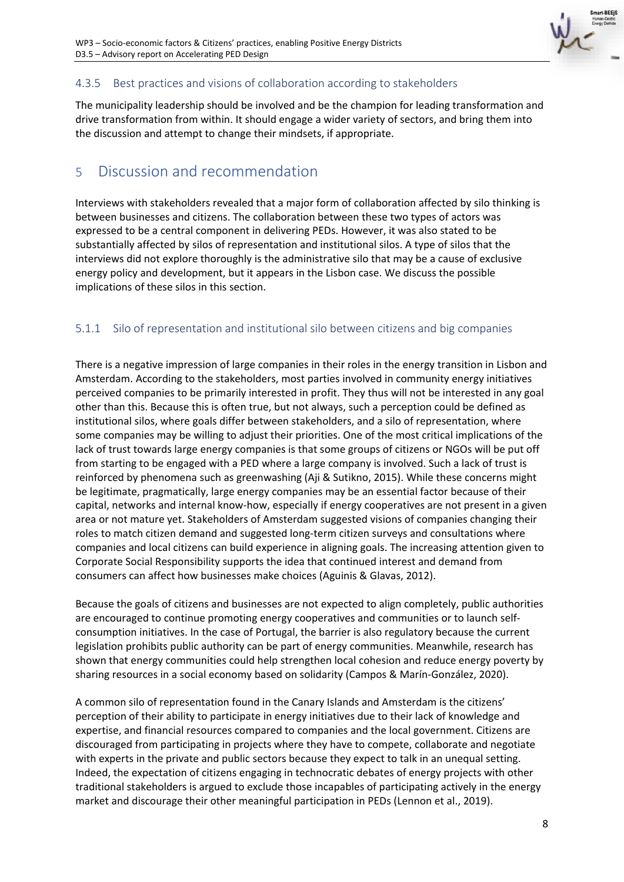### 4.3.5 Best practices and visions of collaboration according to stakeholders

The municipality leadership should be involved and be the champion for leading transformation and drive transformation from within. It should engage a wider variety of sectors, and bring them into the discussion and attempt to change their mindsets, if appropriate.

# 5 Discussion and recommendation

Interviews with stakeholders revealed that a major form of collaboration affected by silo thinking is between businesses and citizens. The collaboration between these two types of actors was expressed to be a central component in delivering PEDs. However, it was also stated to be substantially affected by silos of representation and institutional silos. A type of silos that the interviews did not explore thoroughly is the administrative silo that may be a cause of exclusive energy policy and development, but it appears in the Lisbon case. We discuss the possible implications of these silos in this section.

### 5.1.1 Silo of representation and institutional silo between citizens and big companies

There is a negative impression of large companies in their roles in the energy transition in Lisbon and Amsterdam. According to the stakeholders, most parties involved in community energy initiatives perceived companies to be primarily interested in profit. They thus will not be interested in any goal other than this. Because this is often true, but not always, such a perception could be defined as institutional silos, where goals differ between stakeholders, and a silo of representation, where some companies may be willing to adjust their priorities. One of the most critical implications of the lack of trust towards large energy companies is that some groups of citizens or NGOs will be put off from starting to be engaged with a PED where a large company is involved. Such a lack of trust is reinforced by phenomena such as greenwashing (Aji & Sutikno, 2015). While these concerns might be legitimate, pragmatically, large energy companies may be an essential factor because of their capital, networks and internal know-how, especially if energy cooperatives are not present in a given area or not mature yet. Stakeholders of Amsterdam suggested visions of companies changing their roles to match citizen demand and suggested long-term citizen surveys and consultations where companies and local citizens can build experience in aligning goals. The increasing attention given to Corporate Social Responsibility supports the idea that continued interest and demand from consumers can affect how businesses make choices (Aguinis & Glavas, 2012).

Because the goals of citizens and businesses are not expected to align completely, public authorities are encouraged to continue promoting energy cooperatives and communities or to launch self-consumption initiatives. In the case of Portugal, the barrier is also regulatory because the current legislation prohibits public authority can be part of energy communities. Meanwhile, research has shown that energy communities could help strengthen local cohesion and reduce energy poverty by sharing resources in a social economy based on solidarity (Campos & Marín-González, 2020).

A common silo of representation found in the Canary Islands and Amsterdam is the citizens' perception of their ability to participate in energy initiatives due to their lack of knowledge and expertise, and financial resources compared to companies and the local government. Citizens are discouraged from participating in projects where they have to compete, collaborate and negotiate with experts in the private and public sectors because they expect to talk in an unequal setting. Indeed, the expectation of citizens engaging in technocratic debates of energy projects with other traditional stakeholders is argued to exclude those incapables of participating actively in the energy market and discourage their other meaningful participation in PEDs (Lennon et al., 2019).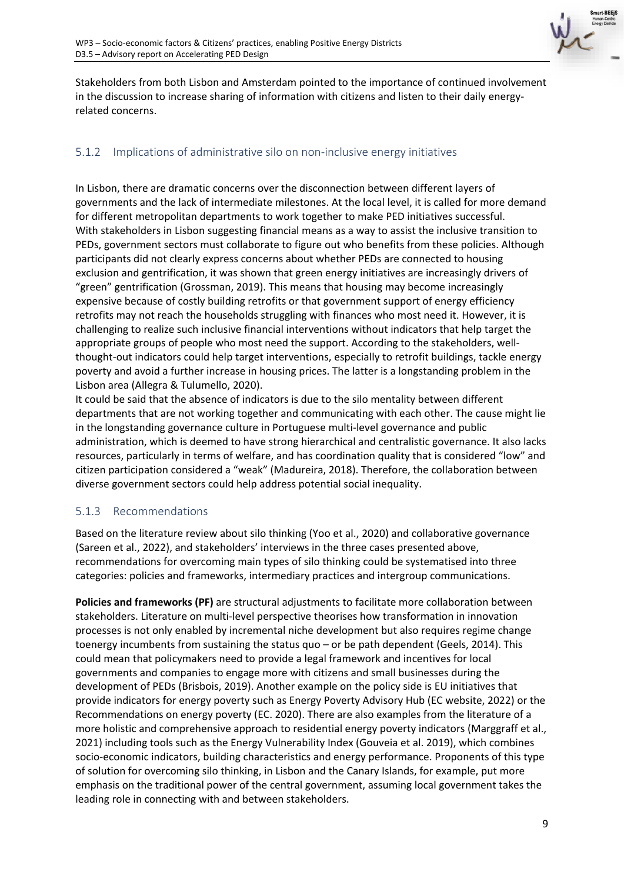Stakeholders from both Lisbon and Amsterdam pointed to the importance of continued involvement in the discussion to increase sharing of information with citizens and listen to their daily energy-related concerns.

### 5.1.2 Implications of administrative silo on non-inclusive energy initiatives

In Lisbon, there are dramatic concerns over the disconnection between different layers of governments and the lack of intermediate milestones. At the local level, it is called for more demand for different metropolitan departments to work together to make PED initiatives successful. With stakeholders in Lisbon suggesting financial means as a way to assist the inclusive transition to PEDs, government sectors must collaborate to figure out who benefits from these policies. Although participants did not clearly express concerns about whether PEDs are connected to housing exclusion and gentrification, it was shown that green energy initiatives are increasingly drivers of "green" gentrification (Grossman, 2019). This means that housing may become increasingly expensive because of costly building retrofits or that government support of energy efficiency retrofits may not reach the households struggling with finances who most need it. However, it is challenging to realize such inclusive financial interventions without indicators that help target the appropriate groups of people who most need the support. According to the stakeholders, well-thought-out indicators could help target interventions, especially to retrofit buildings, tackle energy poverty and avoid a further increase in housing prices. The latter is a longstanding problem in the Lisbon area (Allegra & Tulumello, 2020).
It could be said that the absence of indicators is due to the silo mentality between different departments that are not working together and communicating with each other. The cause might lie in the longstanding governance culture in Portuguese multi-level governance and public administration, which is deemed to have strong hierarchical and centralistic governance. It also lacks resources, particularly in terms of welfare, and has coordination quality that is considered "low" and citizen participation considered a "weak" (Madureira, 2018). Therefore, the collaboration between diverse government sectors could help address potential social inequality.

### 5.1.3 Recommendations

Based on the literature review about silo thinking (Yoo et al., 2020) and collaborative governance (Sareen et al., 2022), and stakeholders' interviews in the three cases presented above, recommendations for overcoming main types of silo thinking could be systematised into three categories: policies and frameworks, intermediary practices and intergroup communications.

**Policies and frameworks (PF)** are structural adjustments to facilitate more collaboration between stakeholders. Literature on multi-level perspective theorises how transformation in innovation processes is not only enabled by incremental niche development but also requires regime change toenergy incumbents from sustaining the status quo – or be path dependent (Geels, 2014). This could mean that policymakers need to provide a legal framework and incentives for local governments and companies to engage more with citizens and small businesses during the development of PEDs (Brisbois, 2019). Another example on the policy side is EU initiatives that provide indicators for energy poverty such as Energy Poverty Advisory Hub (EC website, 2022) or the Recommendations on energy poverty (EC. 2020). There are also examples from the literature of a more holistic and comprehensive approach to residential energy poverty indicators (Marggraff et al., 2021) including tools such as the Energy Vulnerability Index (Gouveia et al. 2019), which combines socio-economic indicators, building characteristics and energy performance. Proponents of this type of solution for overcoming silo thinking, in Lisbon and the Canary Islands, for example, put more emphasis on the traditional power of the central government, assuming local government takes the leading role in connecting with and between stakeholders.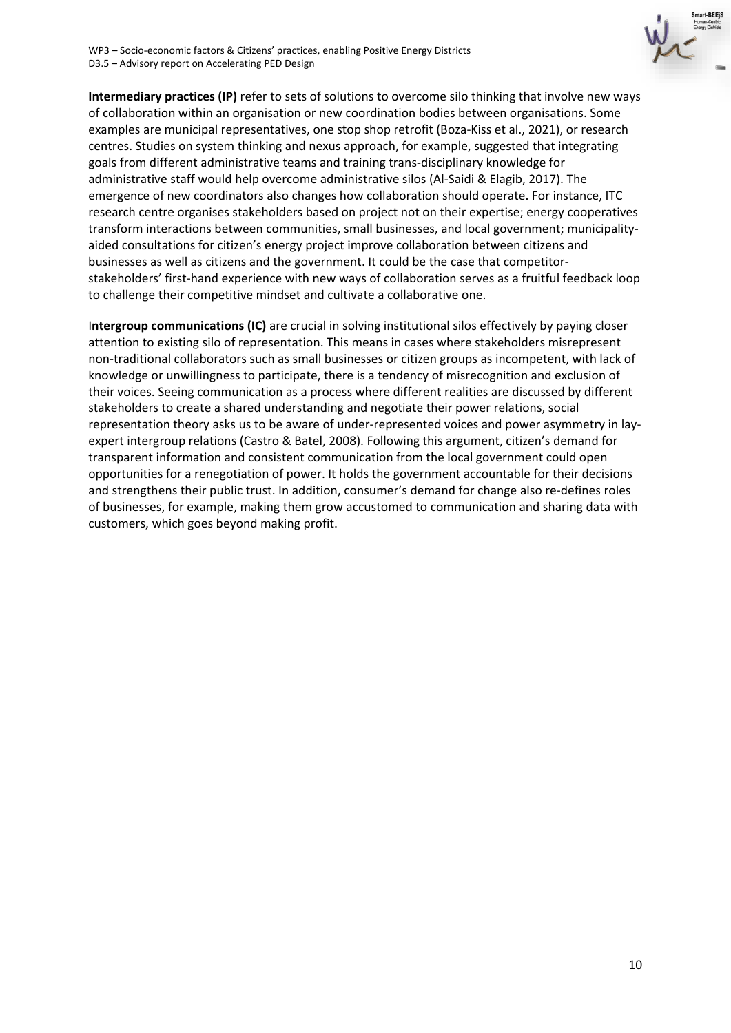**Intermediary practices (IP)** refer to sets of solutions to overcome silo thinking that involve new ways of collaboration within an organisation or new coordination bodies between organisations. Some examples are municipal representatives, one stop shop retrofit (Boza-Kiss et al., 2021), or research centres. Studies on system thinking and nexus approach, for example, suggested that integrating goals from different administrative teams and training trans-disciplinary knowledge for administrative staff would help overcome administrative silos (Al-Saidi & Elagib, 2017). The emergence of new coordinators also changes how collaboration should operate. For instance, ITC research centre organises stakeholders based on project not on their expertise; energy cooperatives transform interactions between communities, small businesses, and local government; municipality-aided consultations for citizen's energy project improve collaboration between citizens and businesses as well as citizens and the government. It could be the case that competitor-stakeholders' first-hand experience with new ways of collaboration serves as a fruitful feedback loop to challenge their competitive mindset and cultivate a collaborative one.

I**ntergroup communications (IC)** are crucial in solving institutional silos effectively by paying closer attention to existing silo of representation. This means in cases where stakeholders misrepresent non-traditional collaborators such as small businesses or citizen groups as incompetent, with lack of knowledge or unwillingness to participate, there is a tendency of misrecognition and exclusion of their voices. Seeing communication as a process where different realities are discussed by different stakeholders to create a shared understanding and negotiate their power relations, social representation theory asks us to be aware of under-represented voices and power asymmetry in lay-expert intergroup relations (Castro & Batel, 2008). Following this argument, citizen's demand for transparent information and consistent communication from the local government could open opportunities for a renegotiation of power. It holds the government accountable for their decisions and strengthens their public trust. In addition, consumer's demand for change also re-defines roles of businesses, for example, making them grow accustomed to communication and sharing data with customers, which goes beyond making profit.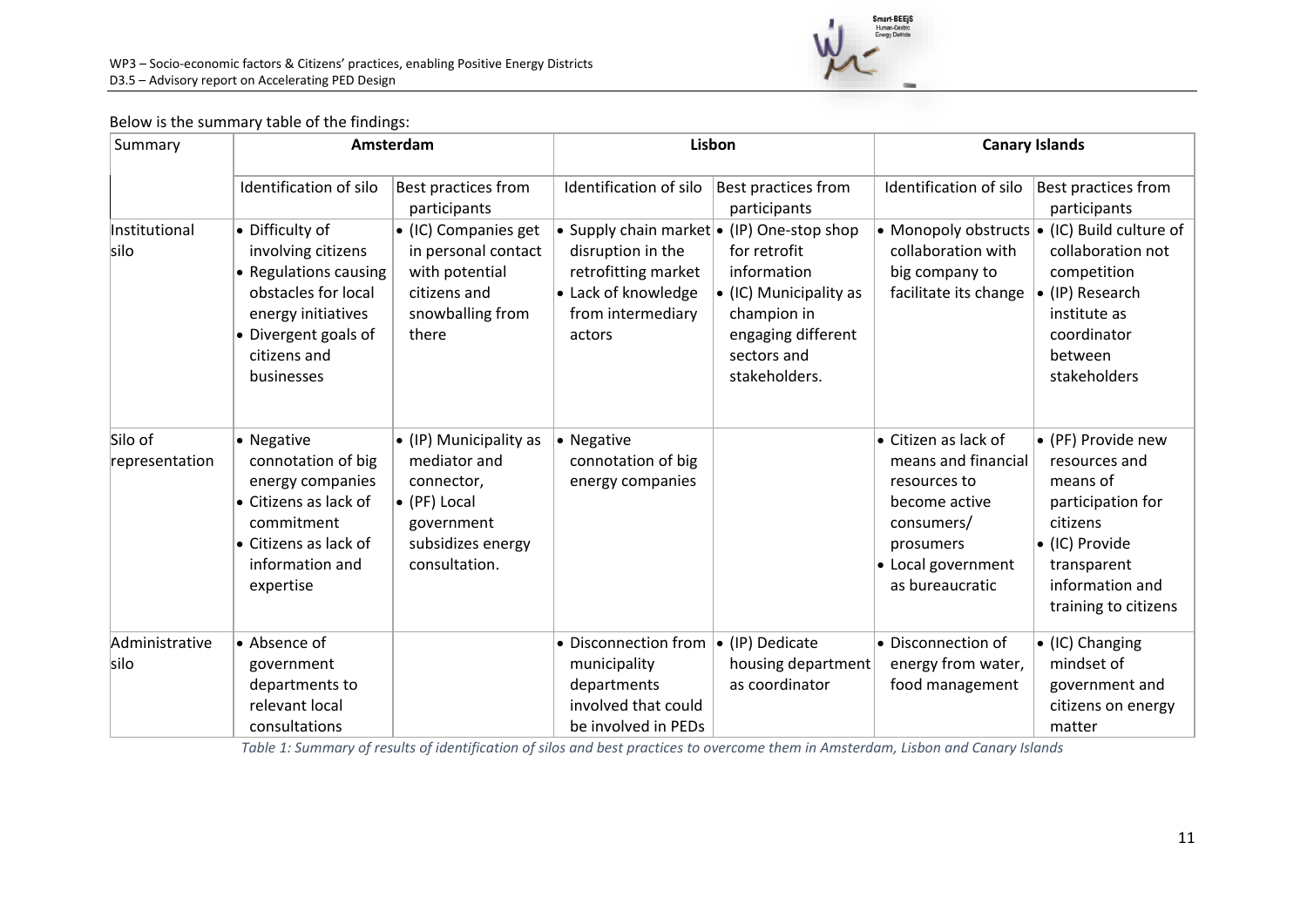Below is the summary table of the findings:

| Summary | Amsterdam | | Lisbon | | Canary Islands | |
|---|---|---|---|---|---|---|
| | Identification of silo | Best practices from participants | Identification of silo | Best practices from participants | Identification of silo | Best practices from participants |
| Institutional silo | • Difficulty of involving citizens<br>• Regulations causing obstacles for local energy initiatives<br>• Divergent goals of citizens and businesses | • (IC) Companies get in personal contact with potential citizens and snowballing from there | • Supply chain market disruption in the retrofitting market<br>• Lack of knowledge from intermediary actors | • (IP) One-stop shop for retrofit information<br>• (IC) Municipality as champion in engaging different sectors and stakeholders. | • Monopoly obstructs collaboration with big company to facilitate its change | • (IC) Build culture of collaboration not competition<br>• (IP) Research institute as coordinator between stakeholders |
| Silo of representation | • Negative connotation of big energy companies<br>• Citizens as lack of commitment<br>• Citizens as lack of information and expertise | • (IP) Municipality as mediator and connector,<br>• (PF) Local government subsidizes energy consultation. | • Negative connotation of big energy companies | | • Citizen as lack of means and financial resources to become active consumers/ prosumers<br>• Local government as bureaucratic | • (PF) Provide new resources and means of participation for citizens<br>• (IC) Provide transparent information and training to citizens |
| Administrative silo | • Absence of government departments to relevant local consultations | | • Disconnection from municipality departments involved that could be involved in PEDs | • (IP) Dedicate housing department as coordinator | • Disconnection of energy from water, food management | • (IC) Changing mindset of government and citizens on energy matter |

*Table 1: Summary of results of identification of silos and best practices to overcome them in Amsterdam, Lisbon and Canary Islands*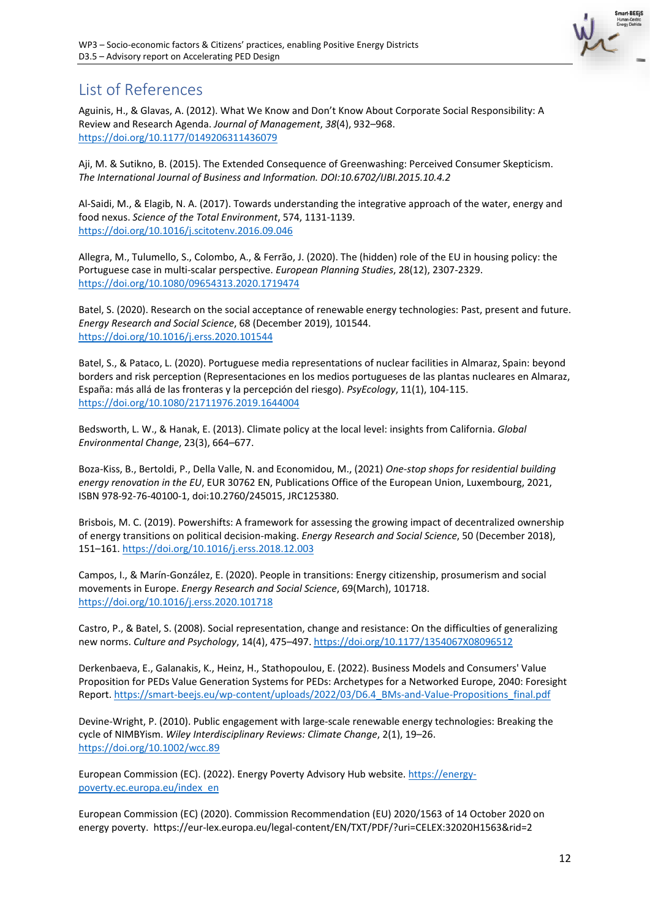# List of References

Aguinis, H., & Glavas, A. (2012). What We Know and Don't Know About Corporate Social Responsibility: A Review and Research Agenda. *Journal of Management*, *38*(4), 932–968. https://doi.org/10.1177/0149206311436079

Aji, M. & Sutikno, B. (2015). The Extended Consequence of Greenwashing: Perceived Consumer Skepticism. *The International Journal of Business and Information. DOI:10.6702/IJBI.2015.10.4.2*

Al-Saidi, M., & Elagib, N. A. (2017). Towards understanding the integrative approach of the water, energy and food nexus. *Science of the Total Environment*, 574, 1131-1139. https://doi.org/10.1016/j.scitotenv.2016.09.046

Allegra, M., Tulumello, S., Colombo, A., & Ferrão, J. (2020). The (hidden) role of the EU in housing policy: the Portuguese case in multi-scalar perspective. *European Planning Studies*, 28(12), 2307-2329. https://doi.org/10.1080/09654313.2020.1719474

Batel, S. (2020). Research on the social acceptance of renewable energy technologies: Past, present and future. *Energy Research and Social Science*, 68 (December 2019), 101544. https://doi.org/10.1016/j.erss.2020.101544

Batel, S., & Pataco, L. (2020). Portuguese media representations of nuclear facilities in Almaraz, Spain: beyond borders and risk perception (Representaciones en los medios portugueses de las plantas nucleares en Almaraz, España: más allá de las fronteras y la percepción del riesgo). *PsyEcology*, 11(1), 104-115. https://doi.org/10.1080/21711976.2019.1644004

Bedsworth, L. W., & Hanak, E. (2013). Climate policy at the local level: insights from California. *Global Environmental Change*, 23(3), 664–677.

Boza-Kiss, B., Bertoldi, P., Della Valle, N. and Economidou, M., (2021) *One-stop shops for residential building energy renovation in the EU*, EUR 30762 EN, Publications Office of the European Union, Luxembourg, 2021, ISBN 978-92-76-40100-1, doi:10.2760/245015, JRC125380.

Brisbois, M. C. (2019). Powershifts: A framework for assessing the growing impact of decentralized ownership of energy transitions on political decision-making. *Energy Research and Social Science*, 50 (December 2018), 151–161. https://doi.org/10.1016/j.erss.2018.12.003

Campos, I., & Marín-González, E. (2020). People in transitions: Energy citizenship, prosumerism and social movements in Europe. *Energy Research and Social Science*, 69(March), 101718. https://doi.org/10.1016/j.erss.2020.101718

Castro, P., & Batel, S. (2008). Social representation, change and resistance: On the difficulties of generalizing new norms. *Culture and Psychology*, 14(4), 475–497. https://doi.org/10.1177/1354067X08096512

Derkenbaeva, E., Galanakis, K., Heinz, H., Stathopoulou, E. (2022). Business Models and Consumers' Value Proposition for PEDs Value Generation Systems for PEDs: Archetypes for a Networked Europe, 2040: Foresight Report. https://smart-beejs.eu/wp-content/uploads/2022/03/D6.4_BMs-and-Value-Propositions_final.pdf

Devine-Wright, P. (2010). Public engagement with large-scale renewable energy technologies: Breaking the cycle of NIMBYism. *Wiley Interdisciplinary Reviews: Climate Change*, 2(1), 19–26. https://doi.org/10.1002/wcc.89

European Commission (EC). (2022). Energy Poverty Advisory Hub website. https://energy-poverty.ec.europa.eu/index_en

European Commission (EC) (2020). Commission Recommendation (EU) 2020/1563 of 14 October 2020 on energy poverty. https://eur-lex.europa.eu/legal-content/EN/TXT/PDF/?uri=CELEX:32020H1563&rid=2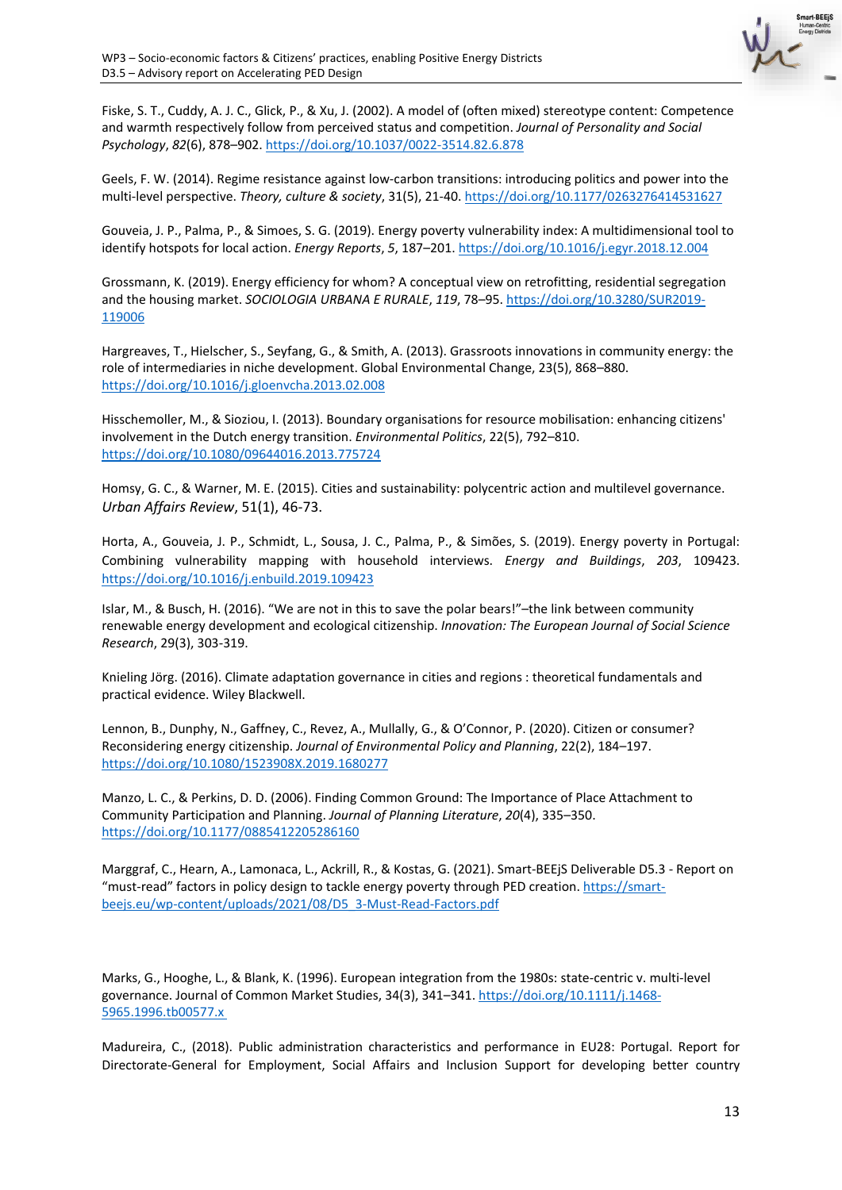Fiske, S. T., Cuddy, A. J. C., Glick, P., & Xu, J. (2002). A model of (often mixed) stereotype content: Competence and warmth respectively follow from perceived status and competition. *Journal of Personality and Social Psychology*, *82*(6), 878–902. https://doi.org/10.1037/0022-3514.82.6.878

Geels, F. W. (2014). Regime resistance against low-carbon transitions: introducing politics and power into the multi-level perspective. *Theory, culture & society*, 31(5), 21-40. https://doi.org/10.1177/0263276414531627

Gouveia, J. P., Palma, P., & Simoes, S. G. (2019). Energy poverty vulnerability index: A multidimensional tool to identify hotspots for local action. *Energy Reports*, *5*, 187–201. https://doi.org/10.1016/j.egyr.2018.12.004

Grossmann, K. (2019). Energy efficiency for whom? A conceptual view on retrofitting, residential segregation and the housing market. *SOCIOLOGIA URBANA E RURALE*, *119*, 78–95. https://doi.org/10.3280/SUR2019-119006

Hargreaves, T., Hielscher, S., Seyfang, G., & Smith, A. (2013). Grassroots innovations in community energy: the role of intermediaries in niche development. Global Environmental Change, 23(5), 868–880. https://doi.org/10.1016/j.gloenvcha.2013.02.008

Hisschemoller, M., & Sioziou, I. (2013). Boundary organisations for resource mobilisation: enhancing citizens' involvement in the Dutch energy transition. *Environmental Politics*, 22(5), 792–810. https://doi.org/10.1080/09644016.2013.775724

Homsy, G. C., & Warner, M. E. (2015). Cities and sustainability: polycentric action and multilevel governance. *Urban Affairs Review*, 51(1), 46-73.

Horta, A., Gouveia, J. P., Schmidt, L., Sousa, J. C., Palma, P., & Simões, S. (2019). Energy poverty in Portugal: Combining vulnerability mapping with household interviews. *Energy and Buildings*, *203*, 109423. https://doi.org/10.1016/j.enbuild.2019.109423

Islar, M., & Busch, H. (2016). "We are not in this to save the polar bears!"–the link between community renewable energy development and ecological citizenship. *Innovation: The European Journal of Social Science Research*, 29(3), 303-319.

Knieling Jörg. (2016). Climate adaptation governance in cities and regions : theoretical fundamentals and practical evidence. Wiley Blackwell.

Lennon, B., Dunphy, N., Gaffney, C., Revez, A., Mullally, G., & O'Connor, P. (2020). Citizen or consumer? Reconsidering energy citizenship. *Journal of Environmental Policy and Planning*, 22(2), 184–197. https://doi.org/10.1080/1523908X.2019.1680277

Manzo, L. C., & Perkins, D. D. (2006). Finding Common Ground: The Importance of Place Attachment to Community Participation and Planning. *Journal of Planning Literature*, *20*(4), 335–350. https://doi.org/10.1177/0885412205286160

Marggraf, C., Hearn, A., Lamonaca, L., Ackrill, R., & Kostas, G. (2021). Smart-BEEjS Deliverable D5.3 - Report on "must-read" factors in policy design to tackle energy poverty through PED creation. https://smart-beejs.eu/wp-content/uploads/2021/08/D5_3-Must-Read-Factors.pdf

Marks, G., Hooghe, L., & Blank, K. (1996). European integration from the 1980s: state-centric v. multi-level governance. Journal of Common Market Studies, 34(3), 341–341. https://doi.org/10.1111/j.1468-5965.1996.tb00577.x

Madureira, C., (2018). Public administration characteristics and performance in EU28: Portugal. Report for Directorate-General for Employment, Social Affairs and Inclusion Support for developing better country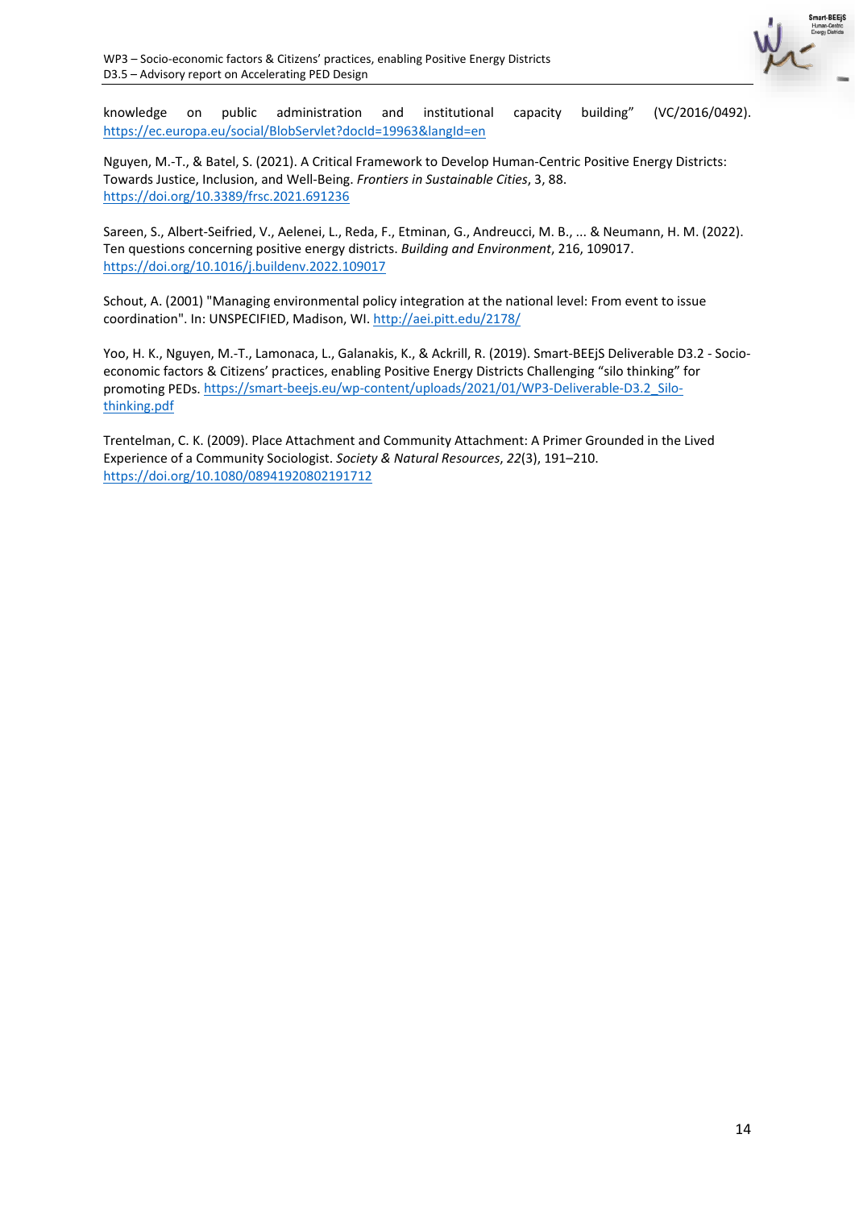knowledge on public administration and institutional capacity building" (VC/2016/0492). https://ec.europa.eu/social/BlobServlet?docId=19963&langId=en

Nguyen, M.-T., & Batel, S. (2021). A Critical Framework to Develop Human-Centric Positive Energy Districts: Towards Justice, Inclusion, and Well-Being. *Frontiers in Sustainable Cities*, 3, 88. https://doi.org/10.3389/frsc.2021.691236

Sareen, S., Albert-Seifried, V., Aelenei, L., Reda, F., Etminan, G., Andreucci, M. B., ... & Neumann, H. M. (2022). Ten questions concerning positive energy districts. *Building and Environment*, 216, 109017. https://doi.org/10.1016/j.buildenv.2022.109017

Schout, A. (2001) "Managing environmental policy integration at the national level: From event to issue coordination". In: UNSPECIFIED, Madison, WI. http://aei.pitt.edu/2178/

Yoo, H. K., Nguyen, M.-T., Lamonaca, L., Galanakis, K., & Ackrill, R. (2019). Smart-BEEjS Deliverable D3.2 - Socio-economic factors & Citizens' practices, enabling Positive Energy Districts Challenging "silo thinking" for promoting PEDs. https://smart-beejs.eu/wp-content/uploads/2021/01/WP3-Deliverable-D3.2_Silo-thinking.pdf

Trentelman, C. K. (2009). Place Attachment and Community Attachment: A Primer Grounded in the Lived Experience of a Community Sociologist. *Society & Natural Resources*, *22*(3), 191–210. https://doi.org/10.1080/08941920802191712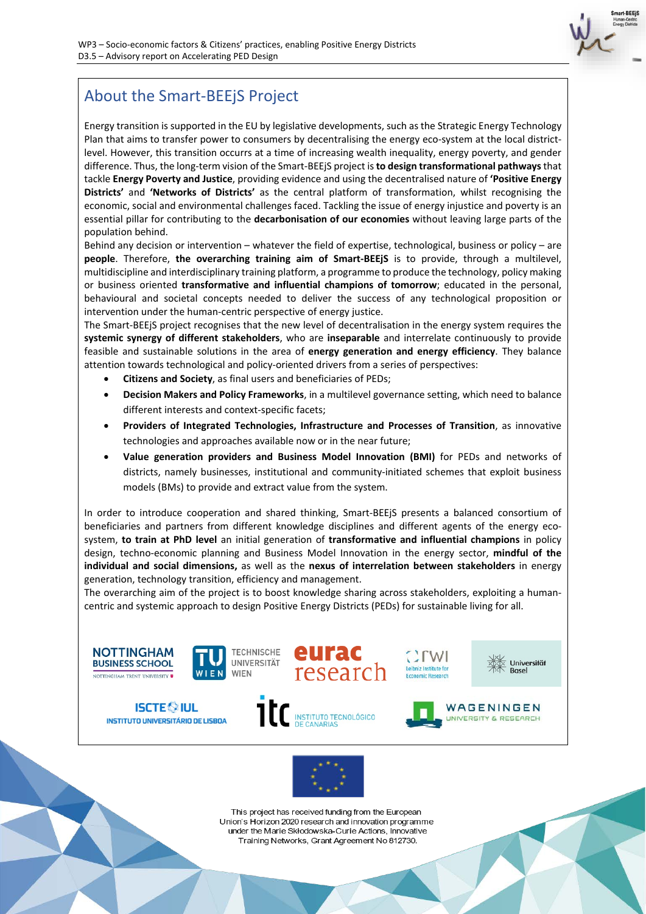## About the Smart-BEEjS Project

Energy transition is supported in the EU by legislative developments, such as the Strategic Energy Technology Plan that aims to transfer power to consumers by decentralising the energy eco-system at the local district-level. However, this transition occurrs at a time of increasing wealth inequality, energy poverty, and gender difference. Thus, the long-term vision of the Smart-BEEjS project is **to design transformational pathways** that tackle **Energy Poverty and Justice**, providing evidence and using the decentralised nature of **'Positive Energy Districts'** and **'Networks of Districts'** as the central platform of transformation, whilst recognising the economic, social and environmental challenges faced. Tackling the issue of energy injustice and poverty is an essential pillar for contributing to the **decarbonisation of our economies** without leaving large parts of the population behind.

Behind any decision or intervention – whatever the field of expertise, technological, business or policy – are **people**. Therefore, **the overarching training aim of Smart-BEEjS** is to provide, through a multilevel, multidiscipline and interdisciplinary training platform, a programme to produce the technology, policy making or business oriented **transformative and influential champions of tomorrow**; educated in the personal, behavioural and societal concepts needed to deliver the success of any technological proposition or intervention under the human-centric perspective of energy justice.

The Smart-BEEjS project recognises that the new level of decentralisation in the energy system requires the **systemic synergy of different stakeholders**, who are **inseparable** and interrelate continuously to provide feasible and sustainable solutions in the area of **energy generation and energy efficiency**. They balance attention towards technological and policy-oriented drivers from a series of perspectives:

- **Citizens and Society**, as final users and beneficiaries of PEDs;
- **Decision Makers and Policy Frameworks**, in a multilevel governance setting, which need to balance different interests and context-specific facets;
- **Providers of Integrated Technologies, Infrastructure and Processes of Transition**, as innovative technologies and approaches available now or in the near future;
- **Value generation providers and Business Model Innovation (BMI)** for PEDs and networks of districts, namely businesses, institutional and community-initiated schemes that exploit business models (BMs) to provide and extract value from the system.

In order to introduce cooperation and shared thinking, Smart-BEEjS presents a balanced consortium of beneficiaries and partners from different knowledge disciplines and different agents of the energy eco-system, **to train at PhD level** an initial generation of **transformative and influential champions** in policy design, techno-economic planning and Business Model Innovation in the energy sector, **mindful of the individual and social dimensions,** as well as the **nexus of interrelation between stakeholders** in energy generation, technology transition, efficiency and management.

The overarching aim of the project is to boost knowledge sharing across stakeholders, exploiting a human-centric and systemic approach to design Positive Energy Districts (PEDs) for sustainable living for all.

NOTTINGHAM BUSINESS SCHOOL
NOTTINGHAM TRENT UNIVERSITY

TECHNISCHE UNIVERSITÄT WIEN

eurac research

ZEW Leibniz Institute for Economic Research

Universität Basel

ISCTE IUL
INSTITUTO UNIVERSITÁRIO DE LISBOA

itc INSTITUTO TECNOLÓGICO DE CANARIAS

WAGENINGEN UNIVERSITY & RESEARCH

This project has received funding from the European Union's Horizon 2020 research and innovation programme under the Marie Skłodowska-Curie Actions, Innovative Training Networks, Grant Agreement No 812730.